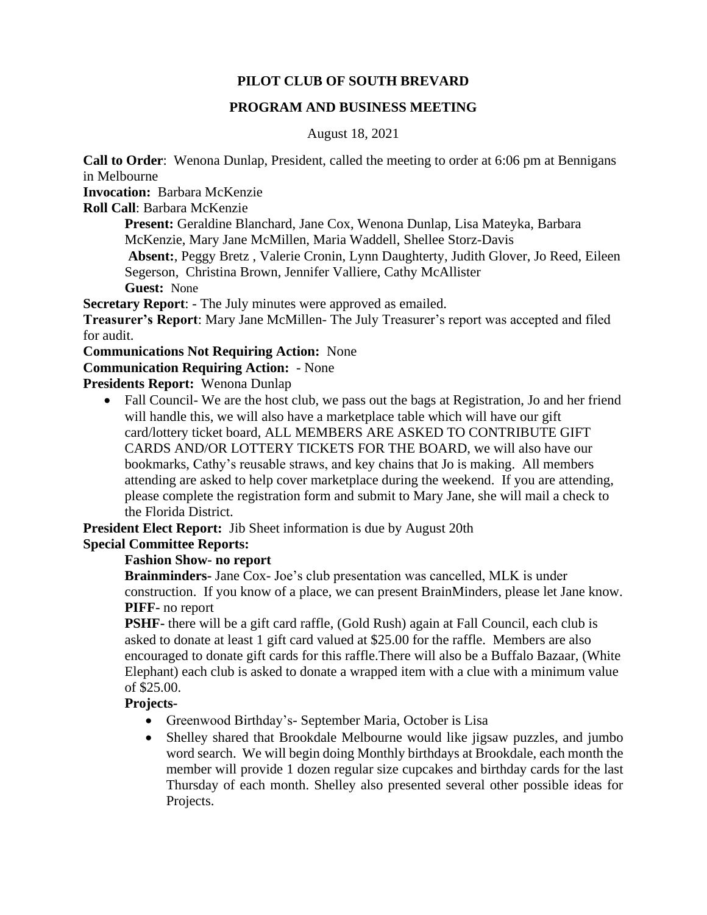# PILOT CLUB OF SOUTH BREVARD

## PROGRAM AND BUSINESS MEETING

August 18, 2021

**Call to Order**: Wenona Dunlap, President, called the meeting to order at 6:06 pm at Bennigans in Melbourne

**Invocation:** Barbara McKenzie

**Roll Call**: Barbara McKenzie

> **Present:** Geraldine Blanchard, Jane Cox, Wenona Dunlap, Lisa Mateyka, Barbara McKenzie, Mary Jane McMillen, Maria Waddell, Shellee Storz-Davis
>
> **Absent:**, Peggy Bretz , Valerie Cronin, Lynn Daughterty, Judith Glover, Jo Reed, Eileen Segerson, Christina Brown, Jennifer Valliere, Cathy McAllister
>
> **Guest:** None

**Secretary Report**: - The July minutes were approved as emailed.

**Treasurer's Report**: Mary Jane McMillen- The July Treasurer's report was accepted and filed for audit.

**Communications Not Requiring Action:** None

**Communication Requiring Action:** - None

**Presidents Report:** Wenona Dunlap

- Fall Council- We are the host club, we pass out the bags at Registration, Jo and her friend will handle this, we will also have a marketplace table which will have our gift card/lottery ticket board, ALL MEMBERS ARE ASKED TO CONTRIBUTE GIFT CARDS AND/OR LOTTERY TICKETS FOR THE BOARD, we will also have our bookmarks, Cathy's reusable straws, and key chains that Jo is making. All members attending are asked to help cover marketplace during the weekend. If you are attending, please complete the registration form and submit to Mary Jane, she will mail a check to the Florida District.

**President Elect Report:** Jib Sheet information is due by August 20th

**Special Committee Reports:**

> **Fashion Show- no report**
>
> **Brainminders-** Jane Cox- Joe's club presentation was cancelled, MLK is under construction. If you know of a place, we can present BrainMinders, please let Jane know.
>
> **PIFF-** no report
>
> **PSHF-** there will be a gift card raffle, (Gold Rush) again at Fall Council, each club is asked to donate at least 1 gift card valued at $25.00 for the raffle. Members are also encouraged to donate gift cards for this raffle.There will also be a Buffalo Bazaar, (White Elephant) each club is asked to donate a wrapped item with a clue with a minimum value of $25.00.
>
> **Projects-**
>
> - Greenwood Birthday's- September Maria, October is Lisa
> - Shelley shared that Brookdale Melbourne would like jigsaw puzzles, and jumbo word search. We will begin doing Monthly birthdays at Brookdale, each month the member will provide 1 dozen regular size cupcakes and birthday cards for the last Thursday of each month. Shelley also presented several other possible ideas for Projects.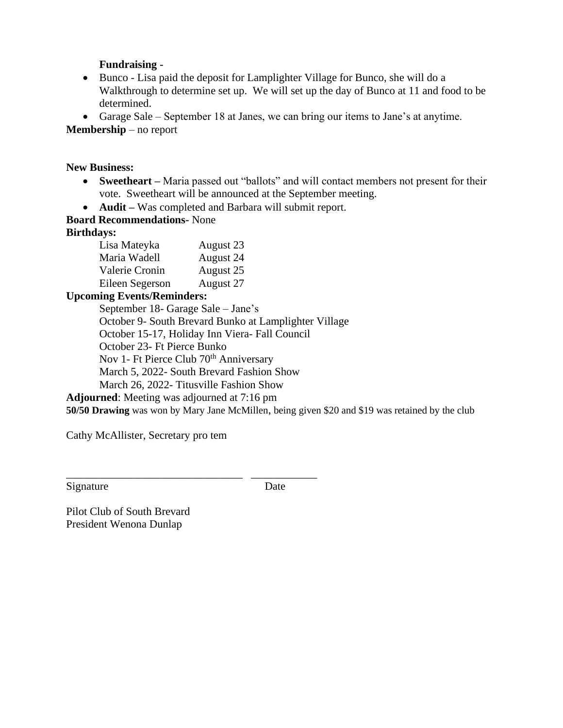**Fundraising -**

- Bunco - Lisa paid the deposit for Lamplighter Village for Bunco, she will do a Walkthrough to determine set up. We will set up the day of Bunco at 11 and food to be determined.
- Garage Sale – September 18 at Janes, we can bring our items to Jane's at anytime.

**Membership** – no report

**New Business:**

- **Sweetheart –** Maria passed out "ballots" and will contact members not present for their vote. Sweetheart will be announced at the September meeting.
- **Audit –** Was completed and Barbara will submit report.

**Board Recommendations-** None

**Birthdays:**

| | |
|---|---|
| Lisa Mateyka | August 23 |
| Maria Wadell | August 24 |
| Valerie Cronin | August 25 |
| Eileen Segerson | August 27 |

**Upcoming Events/Reminders:**

September 18- Garage Sale – Jane's
October 9- South Brevard Bunko at Lamplighter Village
October 15-17, Holiday Inn Viera- Fall Council
October 23- Ft Pierce Bunko
Nov 1- Ft Pierce Club 70th Anniversary
March 5, 2022- South Brevard Fashion Show
March 26, 2022- Titusville Fashion Show

**Adjourned**: Meeting was adjourned at 7:16 pm

**50/50 Drawing** was won by Mary Jane McMillen, being given $20 and $19 was retained by the club

Cathy McAllister, Secretary pro tem

________________________________ ____________
Signature Date

Pilot Club of South Brevard
President Wenona Dunlap